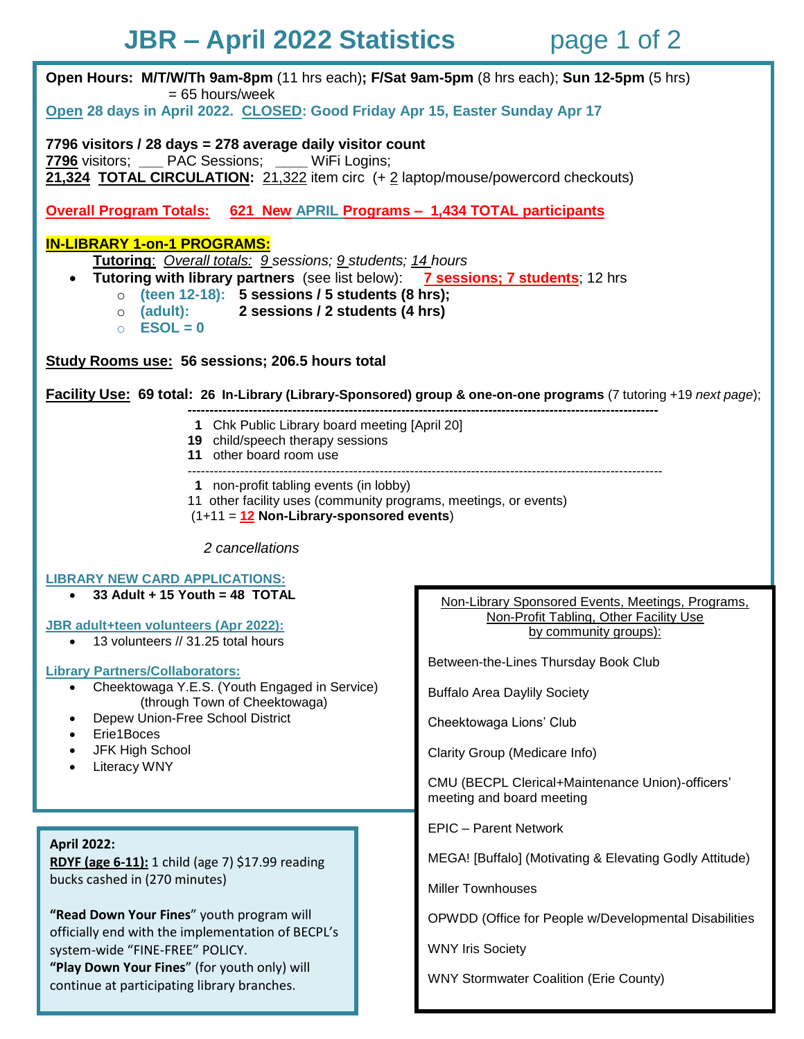# JBR – April 2022 Statistics

**Open Hours: M/T/W/Th 9am-8pm** (11 hrs each)**; F/Sat 9am-5pm** (8 hrs each); **Sun 12-5pm** (5 hrs) = 65 hours/week

**Open 28 days in April 2022. CLOSED: Good Friday Apr 15, Easter Sunday Apr 17**

**7796 visitors / 28 days = 278 average daily visitor count**

**7796** visitors; ___ PAC Sessions; ____ WiFi Logins;

**21,324 TOTAL CIRCULATION:** 21,322 item circ (+ 2 laptop/mouse/powercord checkouts)

**Overall Program Totals: 621 New APRIL Programs – 1,434 TOTAL participants**

**IN-LIBRARY 1-on-1 PROGRAMS:**

**Tutoring**: *Overall totals: 9 sessions; 9 students; 14 hours*

- **Tutoring with library partners** (see list below): **7 sessions; 7 students**; 12 hrs
  - **(teen 12-18): 5 sessions / 5 students (8 hrs);**
  - **(adult): 2 sessions / 2 students (4 hrs)**
  - **ESOL = 0**

**Study Rooms use: 56 sessions; 206.5 hours total**

**Facility Use: 69 total: 26 In-Library (Library-Sponsored) group & one-on-one programs** (7 tutoring +19 *next page*);

---

**1** Chk Public Library board meeting [April 20]
**19** child/speech therapy sessions
**11** other board room use

---

**1** non-profit tabling events (in lobby)
11 other facility uses (community programs, meetings, or events)
(1+11 = **12 Non-Library-sponsored events**)

*2 cancellations*

**LIBRARY NEW CARD APPLICATIONS:**

- **33 Adult + 15 Youth = 48 TOTAL**

**JBR adult+teen volunteers (Apr 2022):**

- 13 volunteers // 31.25 total hours

**Library Partners/Collaborators:**

- Cheektowaga Y.E.S. (Youth Engaged in Service) (through Town of Cheektowaga)
- Depew Union-Free School District
- Erie1Boces
- JFK High School
- Literacy WNY

Non-Library Sponsored Events, Meetings, Programs, Non-Profit Tabling, Other Facility Use by community groups):

Between-the-Lines Thursday Book Club

Buffalo Area Daylily Society

Cheektowaga Lions' Club

Clarity Group (Medicare Info)

CMU (BECPL Clerical+Maintenance Union)-officers' meeting and board meeting

EPIC – Parent Network

MEGA! [Buffalo] (Motivating & Elevating Godly Attitude)

Miller Townhouses

OPWDD (Office for People w/Developmental Disabilities

WNY Iris Society

WNY Stormwater Coalition (Erie County)

**April 2022:**

**RDYF (age 6-11):** 1 child (age 7) $17.99 reading bucks cashed in (270 minutes)

**"Read Down Your Fines"** youth program will officially end with the implementation of BECPL's system-wide "FINE-FREE" POLICY.
**"Play Down Your Fines"** (for youth only) will continue at participating library branches.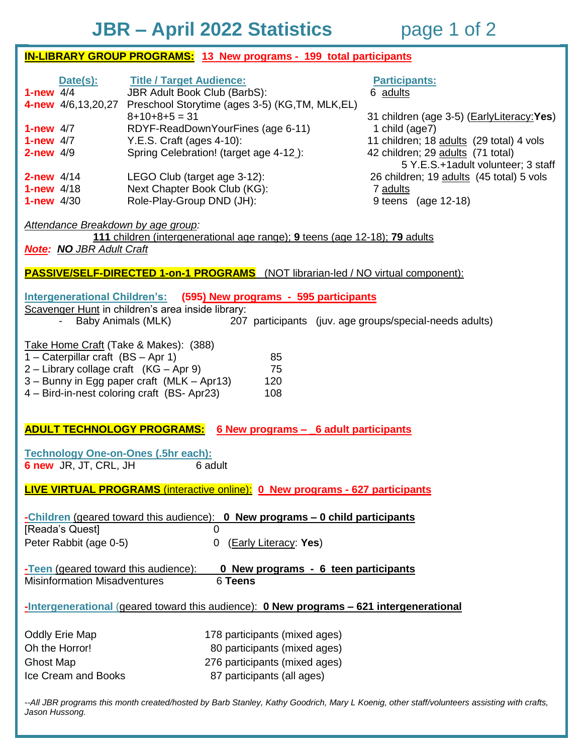# JBR – April 2022 Statistics

**IN-LIBRARY GROUP PROGRAMS:** **13 New programs - 199 total participants**

| | Date(s): | Title / Target Audience: | Participants: |
|---|---|---|---|
| **1-new** | 4/4 | JBR Adult Book Club (BarbS): | 6 adults |
| **4-new** | 4/6,13,20,27 | Preschool Storytime (ages 3-5) (KG,TM, MLK,EL) 8+10+8+5 = 31 | 31 children (age 3-5) (EarlyLiteracy:**Yes**) |
| **1-new** | 4/7 | RDYF-ReadDownYourFines (age 6-11) | 1 child (age7) |
| **1-new** | 4/7 | Y.E.S. Craft (ages 4-10): | 11 children; 18 adults (29 total) 4 vols |
| **2-new** | 4/9 | Spring Celebration! (target age 4-12): | 42 children; 29 adults (71 total) 5 Y.E.S.+1adult volunteer; 3 staff |
| **2-new** | 4/14 | LEGO Club (target age 3-12): | 26 children; 19 adults (45 total) 5 vols |
| **1-new** | 4/18 | Next Chapter Book Club (KG): | 7 adults |
| **1-new** | 4/30 | Role-Play-Group DND (JH): | 9 teens (age 12-18) |

*Attendance Breakdown by age group:*

**111** children (intergenerational age range); **9** teens (age 12-18); **79** adults

***Note:*** ***NO*** *JBR Adult Craft*

**PASSIVE/SELF-DIRECTED 1-on-1 PROGRAMS** (NOT librarian-led / NO virtual component):

**Intergenerational Children's:** **(595) New programs - 595 participants**

Scavenger Hunt in children's area inside library:

- Baby Animals (MLK) 207 participants (juv. age groups/special-needs adults)

Take Home Craft (Take & Makes): (388)

| | |
|---|---|
| 1 – Caterpillar craft (BS – Apr 1) | 85 |
| 2 – Library collage craft (KG – Apr 9) | 75 |
| 3 – Bunny in Egg paper craft (MLK – Apr13) | 120 |
| 4 – Bird-in-nest coloring craft (BS- Apr23) | 108 |

**ADULT TECHNOLOGY PROGRAMS:** **6 New programs – 6 adult participants**

**Technology One-on-Ones (.5hr each):**

**6 new** JR, JT, CRL, JH 6 adult

**LIVE VIRTUAL PROGRAMS** (interactive online): **0 New programs - 627 participants**

**-Children** (geared toward this audience): **0 New programs – 0 child participants**

| | |
|---|---|
| [Reada's Quest] | 0 |
| Peter Rabbit (age 0-5) | 0 (Early Literacy: **Yes**) |

**-Teen** (geared toward this audience): **0 New programs - 6 teen participants**

Misinformation Misadventures 6 **Teens**

**-Intergenerational** (geared toward this audience): **0 New programs – 621 intergenerational**

| | |
|---|---|
| Oddly Erie Map | 178 participants (mixed ages) |
| Oh the Horror! | 80 participants (mixed ages) |
| Ghost Map | 276 participants (mixed ages) |
| Ice Cream and Books | 87 participants (all ages) |

*--All JBR programs this month created/hosted by Barb Stanley, Kathy Goodrich, Mary L Koenig, other staff/volunteers assisting with crafts, Jason Hussong.*